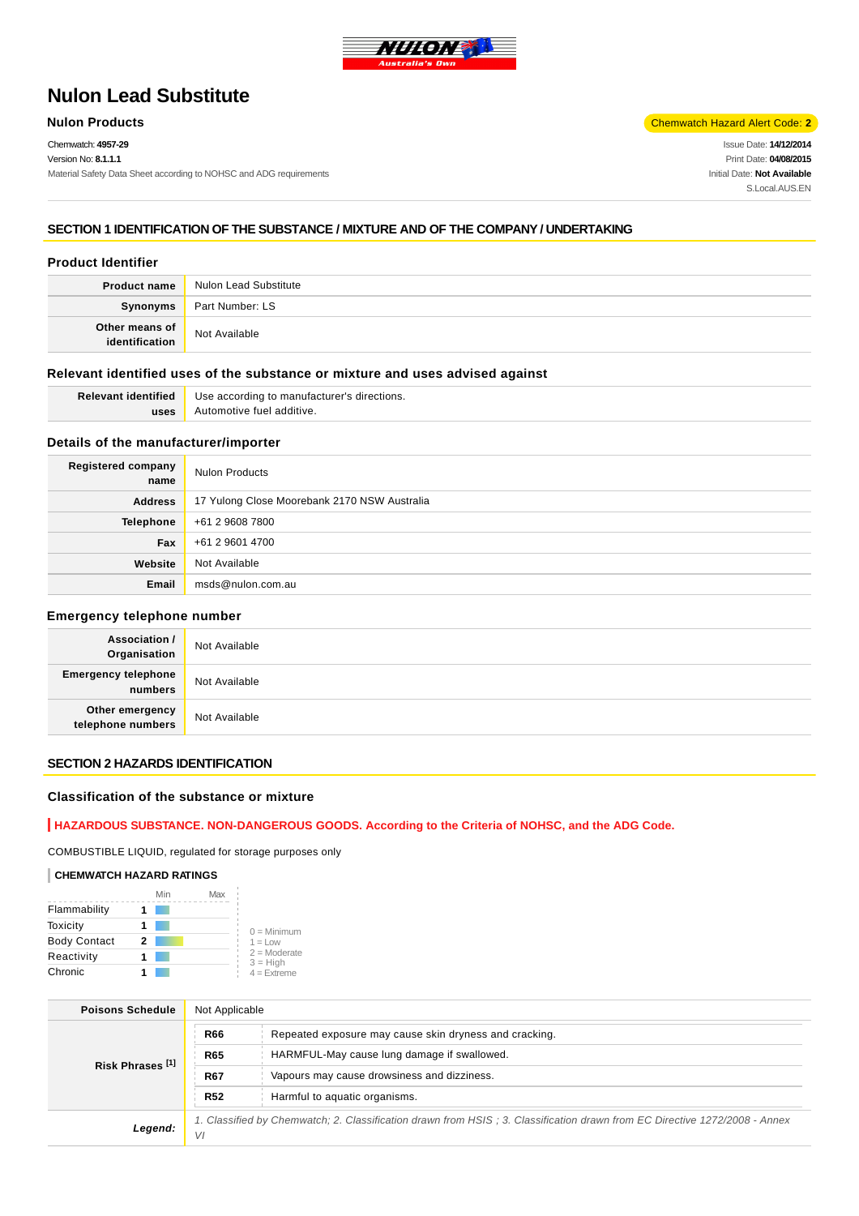# Nulon Lead Substitute

**Nulon Products**

Chemwatch Hazard Alert Code: **2**

Chemwatch: **4957-29**
Version No: **8.1.1.1**
Material Safety Data Sheet according to NOHSC and ADG requirements

Issue Date: **14/12/2014**
Print Date: **04/08/2015**
Initial Date: **Not Available**
S.Local.AUS.EN

## SECTION 1 IDENTIFICATION OF THE SUBSTANCE / MIXTURE AND OF THE COMPANY / UNDERTAKING

### Product Identifier

| | |
|---|---|
| **Product name** | Nulon Lead Substitute |
| **Synonyms** | Part Number: LS |
| **Other means of identification** | Not Available |

### Relevant identified uses of the substance or mixture and uses advised against

| | |
|---|---|
| **Relevant identified uses** | Use according to manufacturer's directions. Automotive fuel additive. |

### Details of the manufacturer/importer

| | |
|---|---|
| **Registered company name** | Nulon Products |
| **Address** | 17 Yulong Close Moorebank 2170 NSW Australia |
| **Telephone** | +61 2 9608 7800 |
| **Fax** | +61 2 9601 4700 |
| **Website** | Not Available |
| **Email** | msds@nulon.com.au |

### Emergency telephone number

| | |
|---|---|
| **Association / Organisation** | Not Available |
| **Emergency telephone numbers** | Not Available |
| **Other emergency telephone numbers** | Not Available |

## SECTION 2 HAZARDS IDENTIFICATION

### Classification of the substance or mixture

**HAZARDOUS SUBSTANCE. NON-DANGEROUS GOODS. According to the Criteria of NOHSC, and the ADG Code.**

COMBUSTIBLE LIQUID, regulated for storage purposes only

**CHEMWATCH HAZARD RATINGS**

| | Rating |
|---|---|
| Flammability | 1 |
| Toxicity | 1 |
| Body Contact | 2 |
| Reactivity | 1 |
| Chronic | 1 |

0 = Minimum
1 = Low
2 = Moderate
3 = High
4 = Extreme

| | | |
|---|---|---|
| **Poisons Schedule** | Not Applicable | |
| **Risk Phrases [1]** | **R66** | Repeated exposure may cause skin dryness and cracking. |
| | **R65** | HARMFUL-May cause lung damage if swallowed. |
| | **R67** | Vapours may cause drowsiness and dizziness. |
| | **R52** | Harmful to aquatic organisms. |
| ***Legend:*** | *1. Classified by Chemwatch; 2. Classification drawn from HSIS ; 3. Classification drawn from EC Directive 1272/2008 - Annex VI* | |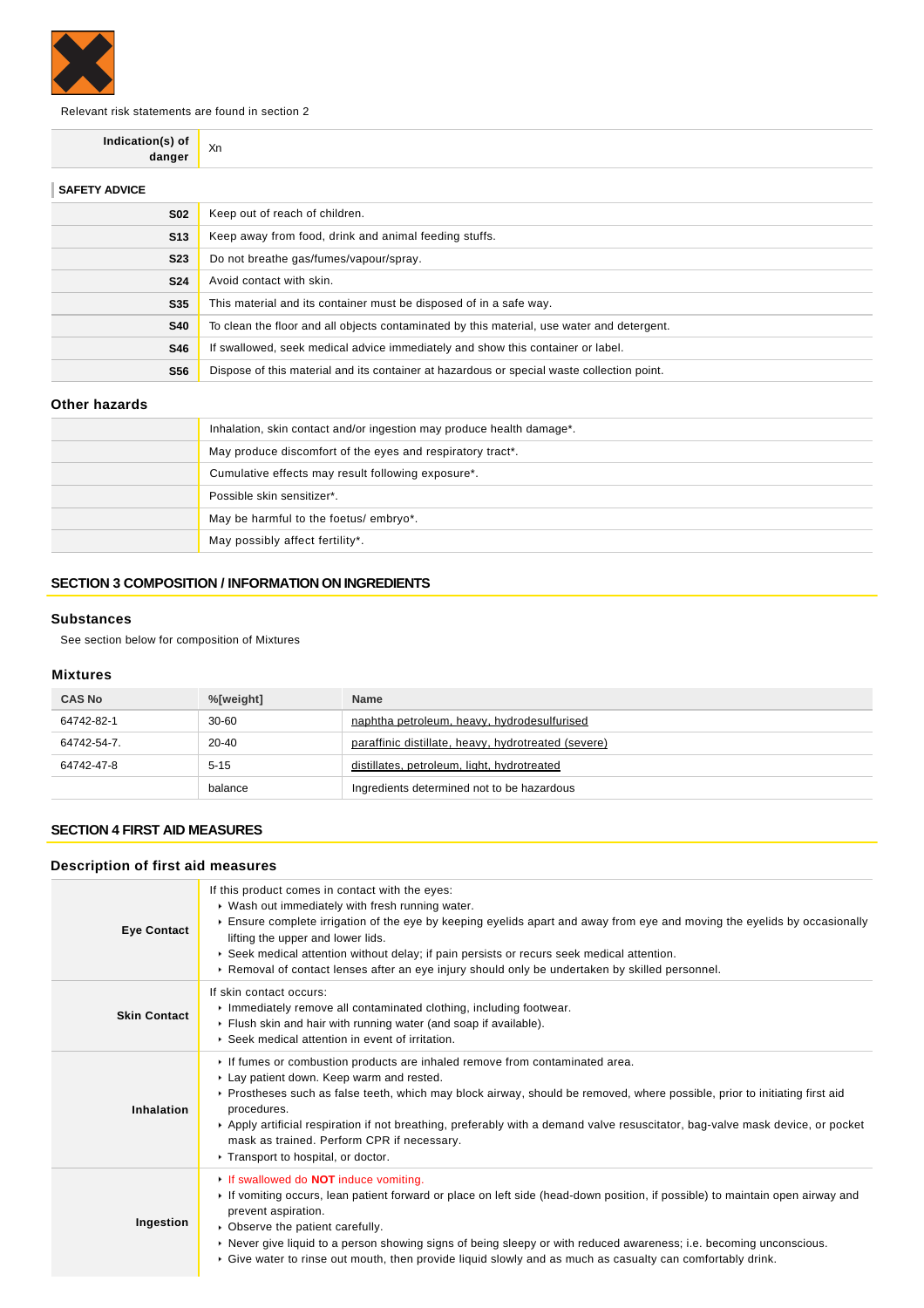Relevant risk statements are found in section 2

| Indication(s) of danger | Xn |
| --- | --- |

**SAFETY ADVICE**

| | |
| --- | --- |
| **S02** | Keep out of reach of children. |
| **S13** | Keep away from food, drink and animal feeding stuffs. |
| **S23** | Do not breathe gas/fumes/vapour/spray. |
| **S24** | Avoid contact with skin. |
| **S35** | This material and its container must be disposed of in a safe way. |
| **S40** | To clean the floor and all objects contaminated by this material, use water and detergent. |
| **S46** | If swallowed, seek medical advice immediately and show this container or label. |
| **S56** | Dispose of this material and its container at hazardous or special waste collection point. |

### Other hazards

| | |
| --- | --- |
| | Inhalation, skin contact and/or ingestion may produce health damage*. |
| | May produce discomfort of the eyes and respiratory tract*. |
| | Cumulative effects may result following exposure*. |
| | Possible skin sensitizer*. |
| | May be harmful to the foetus/ embryo*. |
| | May possibly affect fertility*. |

## SECTION 3 COMPOSITION / INFORMATION ON INGREDIENTS

### Substances

See section below for composition of Mixtures

### Mixtures

| CAS No | %[weight] | Name |
| --- | --- | --- |
| 64742-82-1 | 30-60 | naphtha petroleum, heavy, hydrodesulfurised |
| 64742-54-7. | 20-40 | paraffinic distillate, heavy, hydrotreated (severe) |
| 64742-47-8 | 5-15 | distillates, petroleum, light, hydrotreated |
| | balance | Ingredients determined not to be hazardous |

## SECTION 4 FIRST AID MEASURES

### Description of first aid measures

| | |
| --- | --- |
| **Eye Contact** | If this product comes in contact with the eyes:<br>▸ Wash out immediately with fresh running water.<br>▸ Ensure complete irrigation of the eye by keeping eyelids apart and away from eye and moving the eyelids by occasionally lifting the upper and lower lids.<br>▸ Seek medical attention without delay; if pain persists or recurs seek medical attention.<br>▸ Removal of contact lenses after an eye injury should only be undertaken by skilled personnel. |
| **Skin Contact** | If skin contact occurs:<br>▸ Immediately remove all contaminated clothing, including footwear.<br>▸ Flush skin and hair with running water (and soap if available).<br>▸ Seek medical attention in event of irritation. |
| **Inhalation** | ▸ If fumes or combustion products are inhaled remove from contaminated area.<br>▸ Lay patient down. Keep warm and rested.<br>▸ Prostheses such as false teeth, which may block airway, should be removed, where possible, prior to initiating first aid procedures.<br>▸ Apply artificial respiration if not breathing, preferably with a demand valve resuscitator, bag-valve mask device, or pocket mask as trained. Perform CPR if necessary.<br>▸ Transport to hospital, or doctor. |
| **Ingestion** | ▸ If swallowed do **NOT** induce vomiting.<br>▸ If vomiting occurs, lean patient forward or place on left side (head-down position, if possible) to maintain open airway and prevent aspiration.<br>▸ Observe the patient carefully.<br>▸ Never give liquid to a person showing signs of being sleepy or with reduced awareness; i.e. becoming unconscious.<br>▸ Give water to rinse out mouth, then provide liquid slowly and as much as casualty can comfortably drink. |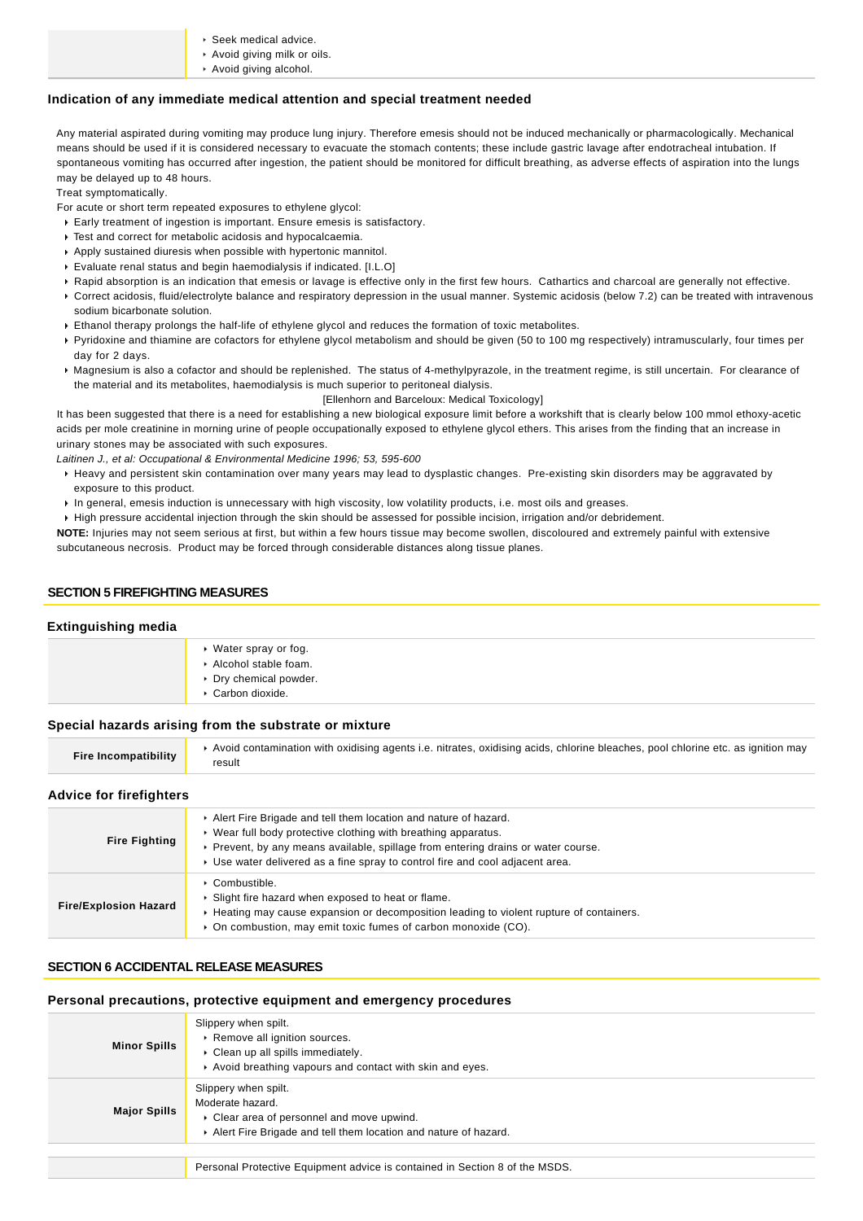| | |
|---|---|
| | - Seek medical advice.<br>- Avoid giving milk or oils.<br>- Avoid giving alcohol. |

### Indication of any immediate medical attention and special treatment needed

Any material aspirated during vomiting may produce lung injury. Therefore emesis should not be induced mechanically or pharmacologically. Mechanical means should be used if it is considered necessary to evacuate the stomach contents; these include gastric lavage after endotracheal intubation. If spontaneous vomiting has occurred after ingestion, the patient should be monitored for difficult breathing, as adverse effects of aspiration into the lungs may be delayed up to 48 hours.

Treat symptomatically.

For acute or short term repeated exposures to ethylene glycol:

- Early treatment of ingestion is important. Ensure emesis is satisfactory.
- Test and correct for metabolic acidosis and hypocalcaemia.
- Apply sustained diuresis when possible with hypertonic mannitol.
- Evaluate renal status and begin haemodialysis if indicated. [I.L.O]
- Rapid absorption is an indication that emesis or lavage is effective only in the first few hours. Cathartics and charcoal are generally not effective.
- Correct acidosis, fluid/electrolyte balance and respiratory depression in the usual manner. Systemic acidosis (below 7.2) can be treated with intravenous sodium bicarbonate solution.
- Ethanol therapy prolongs the half-life of ethylene glycol and reduces the formation of toxic metabolites.
- Pyridoxine and thiamine are cofactors for ethylene glycol metabolism and should be given (50 to 100 mg respectively) intramuscularly, four times per day for 2 days.
- Magnesium is also a cofactor and should be replenished. The status of 4-methylpyrazole, in the treatment regime, is still uncertain. For clearance of the material and its metabolites, haemodialysis is much superior to peritoneal dialysis.

[Ellenhorn and Barceloux: Medical Toxicology]

It has been suggested that there is a need for establishing a new biological exposure limit before a workshift that is clearly below 100 mmol ethoxy-acetic acids per mole creatinine in morning urine of people occupationally exposed to ethylene glycol ethers. This arises from the finding that an increase in urinary stones may be associated with such exposures.

*Laitinen J., et al: Occupational & Environmental Medicine 1996; 53, 595-600*

- Heavy and persistent skin contamination over many years may lead to dysplastic changes. Pre-existing skin disorders may be aggravated by exposure to this product.
- In general, emesis induction is unnecessary with high viscosity, low volatility products, i.e. most oils and greases.
- High pressure accidental injection through the skin should be assessed for possible incision, irrigation and/or debridement.

**NOTE:** Injuries may not seem serious at first, but within a few hours tissue may become swollen, discoloured and extremely painful with extensive subcutaneous necrosis. Product may be forced through considerable distances along tissue planes.

## SECTION 5 FIREFIGHTING MEASURES

### Extinguishing media

| | |
|---|---|
| | - Water spray or fog.<br>- Alcohol stable foam.<br>- Dry chemical powder.<br>- Carbon dioxide. |

### Special hazards arising from the substrate or mixture

| | |
|---|---|
| **Fire Incompatibility** | - Avoid contamination with oxidising agents i.e. nitrates, oxidising acids, chlorine bleaches, pool chlorine etc. as ignition may result |

### Advice for firefighters

| | |
|---|---|
| **Fire Fighting** | - Alert Fire Brigade and tell them location and nature of hazard.<br>- Wear full body protective clothing with breathing apparatus.<br>- Prevent, by any means available, spillage from entering drains or water course.<br>- Use water delivered as a fine spray to control fire and cool adjacent area. |
| **Fire/Explosion Hazard** | - Combustible.<br>- Slight fire hazard when exposed to heat or flame.<br>- Heating may cause expansion or decomposition leading to violent rupture of containers.<br>- On combustion, may emit toxic fumes of carbon monoxide (CO). |

## SECTION 6 ACCIDENTAL RELEASE MEASURES

### Personal precautions, protective equipment and emergency procedures

| | |
|---|---|
| **Minor Spills** | Slippery when spilt.<br>- Remove all ignition sources.<br>- Clean up all spills immediately.<br>- Avoid breathing vapours and contact with skin and eyes. |
| **Major Spills** | Slippery when spilt.<br>Moderate hazard.<br>- Clear area of personnel and move upwind.<br>- Alert Fire Brigade and tell them location and nature of hazard. |

| | |
|---|---|
| | Personal Protective Equipment advice is contained in Section 8 of the MSDS. |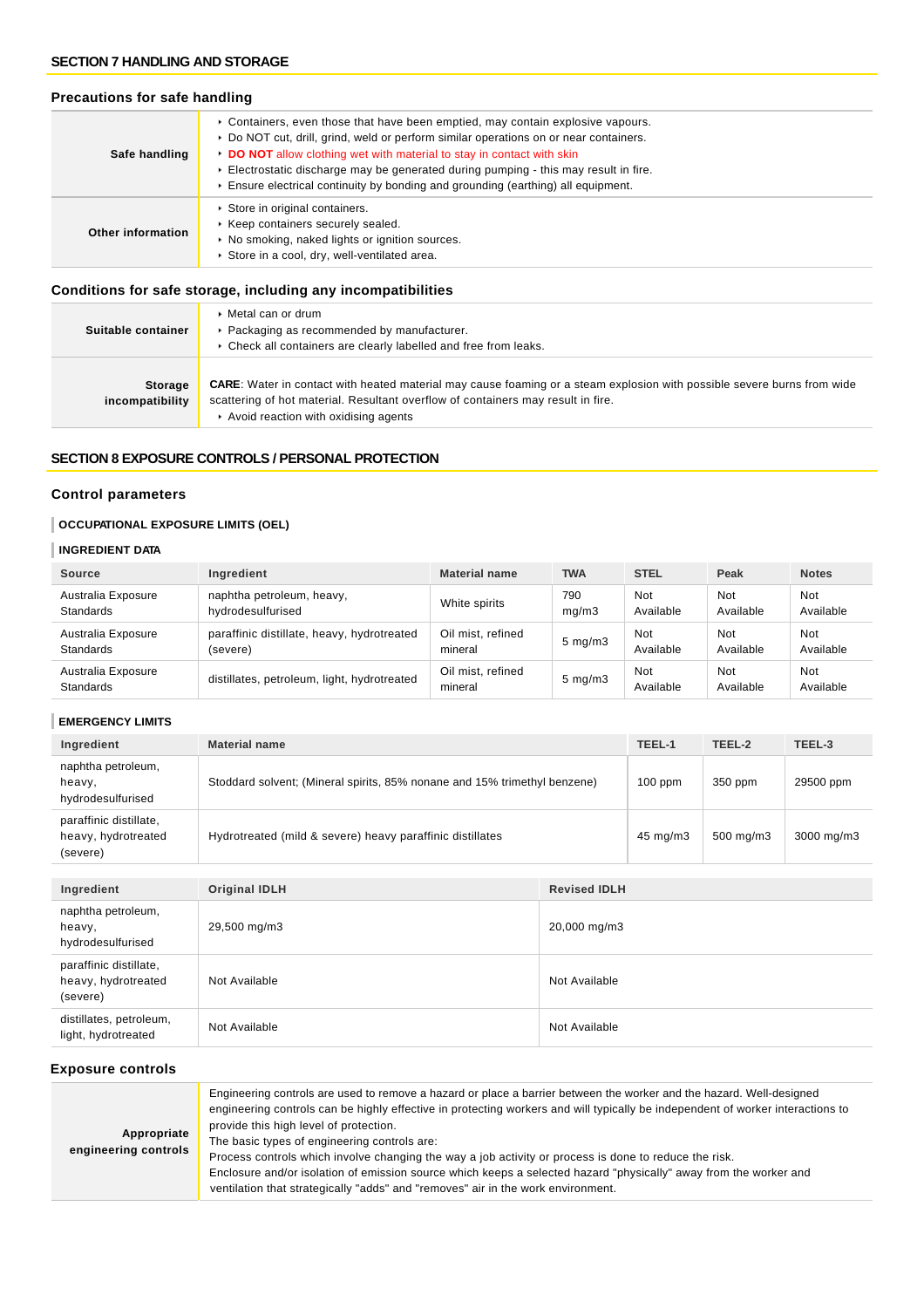## SECTION 7 HANDLING AND STORAGE

### Precautions for safe handling

| | |
|---|---|
| **Safe handling** | ‣ Containers, even those that have been emptied, may contain explosive vapours.<br>‣ Do NOT cut, drill, grind, weld or perform similar operations on or near containers.<br>‣ **DO NOT** allow clothing wet with material to stay in contact with skin<br>‣ Electrostatic discharge may be generated during pumping - this may result in fire.<br>‣ Ensure electrical continuity by bonding and grounding (earthing) all equipment. |
| **Other information** | ‣ Store in original containers.<br>‣ Keep containers securely sealed.<br>‣ No smoking, naked lights or ignition sources.<br>‣ Store in a cool, dry, well-ventilated area. |

### Conditions for safe storage, including any incompatibilities

| | |
|---|---|
| **Suitable container** | ‣ Metal can or drum<br>‣ Packaging as recommended by manufacturer.<br>‣ Check all containers are clearly labelled and free from leaks. |
| **Storage incompatibility** | **CARE**: Water in contact with heated material may cause foaming or a steam explosion with possible severe burns from wide scattering of hot material. Resultant overflow of containers may result in fire.<br>‣ Avoid reaction with oxidising agents |

## SECTION 8 EXPOSURE CONTROLS / PERSONAL PROTECTION

### Control parameters

#### OCCUPATIONAL EXPOSURE LIMITS (OEL)

#### INGREDIENT DATA

| Source | Ingredient | Material name | TWA | STEL | Peak | Notes |
|---|---|---|---|---|---|---|
| Australia Exposure Standards | naphtha petroleum, heavy, hydrodesulfurised | White spirits | 790 mg/m3 | Not Available | Not Available | Not Available |
| Australia Exposure Standards | paraffinic distillate, heavy, hydrotreated (severe) | Oil mist, refined mineral | 5 mg/m3 | Not Available | Not Available | Not Available |
| Australia Exposure Standards | distillates, petroleum, light, hydrotreated | Oil mist, refined mineral | 5 mg/m3 | Not Available | Not Available | Not Available |

#### EMERGENCY LIMITS

| Ingredient | Material name | TEEL-1 | TEEL-2 | TEEL-3 |
|---|---|---|---|---|
| naphtha petroleum, heavy, hydrodesulfurised | Stoddard solvent; (Mineral spirits, 85% nonane and 15% trimethyl benzene) | 100 ppm | 350 ppm | 29500 ppm |
| paraffinic distillate, heavy, hydrotreated (severe) | Hydrotreated (mild & severe) heavy paraffinic distillates | 45 mg/m3 | 500 mg/m3 | 3000 mg/m3 |

| Ingredient | Original IDLH | Revised IDLH |
|---|---|---|
| naphtha petroleum, heavy, hydrodesulfurised | 29,500 mg/m3 | 20,000 mg/m3 |
| paraffinic distillate, heavy, hydrotreated (severe) | Not Available | Not Available |
| distillates, petroleum, light, hydrotreated | Not Available | Not Available |

### Exposure controls

| | |
|---|---|
| **Appropriate engineering controls** | Engineering controls are used to remove a hazard or place a barrier between the worker and the hazard. Well-designed engineering controls can be highly effective in protecting workers and will typically be independent of worker interactions to provide this high level of protection.<br>The basic types of engineering controls are:<br>Process controls which involve changing the way a job activity or process is done to reduce the risk.<br>Enclosure and/or isolation of emission source which keeps a selected hazard "physically" away from the worker and ventilation that strategically "adds" and "removes" air in the work environment. |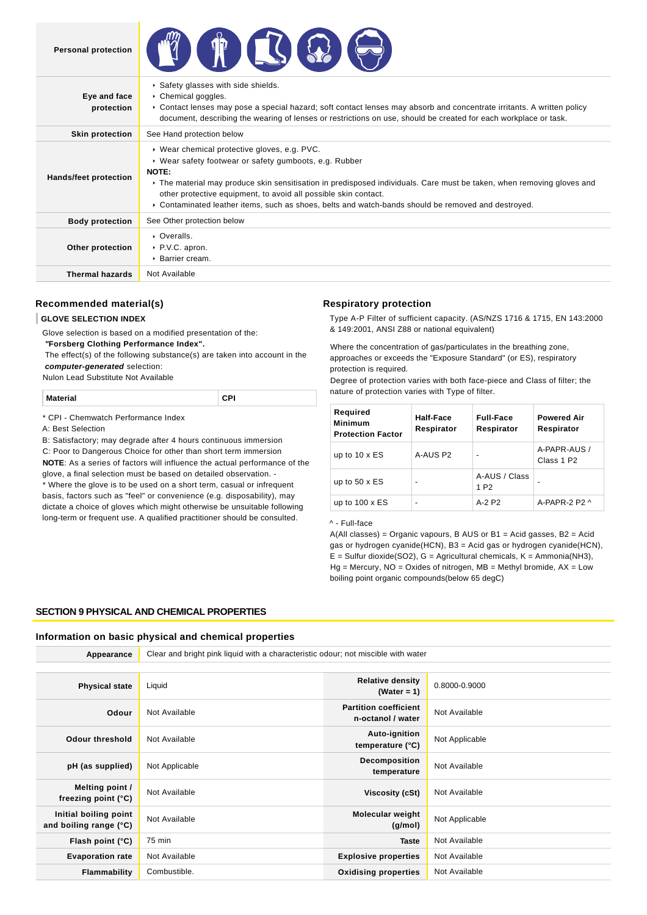| | |
|---|---|
| **Personal protection** | |
| **Eye and face protection** | - Safety glasses with side shields.<br>- Chemical goggles.<br>- Contact lenses may pose a special hazard; soft contact lenses may absorb and concentrate irritants. A written policy document, describing the wearing of lenses or restrictions on use, should be created for each workplace or task. |
| **Skin protection** | See Hand protection below |
| **Hands/feet protection** | - Wear chemical protective gloves, e.g. PVC.<br>- Wear safety footwear or safety gumboots, e.g. Rubber<br>**NOTE:**<br>- The material may produce skin sensitisation in predisposed individuals. Care must be taken, when removing gloves and other protective equipment, to avoid all possible skin contact.<br>- Contaminated leather items, such as shoes, belts and watch-bands should be removed and destroyed. |
| **Body protection** | See Other protection below |
| **Other protection** | - Overalls.<br>- P.V.C. apron.<br>- Barrier cream. |
| **Thermal hazards** | Not Available |

### Recommended material(s)

**GLOVE SELECTION INDEX**

Glove selection is based on a modified presentation of the:
***"*Forsberg Clothing Performance Index".**
The effect(s) of the following substance(s) are taken into account in the ***computer-generated*** selection:
Nulon Lead Substitute Not Available

| Material | CPI |
|---|---|

\* CPI - Chemwatch Performance Index
A: Best Selection
B: Satisfactory; may degrade after 4 hours continuous immersion
C: Poor to Dangerous Choice for other than short term immersion
**NOTE**: As a series of factors will influence the actual performance of the glove, a final selection must be based on detailed observation. -
\* Where the glove is to be used on a short term, casual or infrequent basis, factors such as "feel" or convenience (e.g. disposability), may dictate a choice of gloves which might otherwise be unsuitable following long-term or frequent use. A qualified practitioner should be consulted.

### Respiratory protection

Type A-P Filter of sufficient capacity. (AS/NZS 1716 & 1715, EN 143:2000 & 149:2001, ANSI Z88 or national equivalent)

Where the concentration of gas/particulates in the breathing zone, approaches or exceeds the "Exposure Standard" (or ES), respiratory protection is required.
Degree of protection varies with both face-piece and Class of filter; the nature of protection varies with Type of filter.

| Required Minimum Protection Factor | Half-Face Respirator | Full-Face Respirator | Powered Air Respirator |
|---|---|---|---|
| up to 10 x ES | A-AUS P2 | - | A-PAPR-AUS / Class 1 P2 |
| up to 50 x ES | - | A-AUS / Class 1 P2 | - |
| up to 100 x ES | - | A-2 P2 | A-PAPR-2 P2 ^ |

^ - Full-face
A(All classes) = Organic vapours, B AUS or B1 = Acid gasses, B2 = Acid gas or hydrogen cyanide(HCN), B3 = Acid gas or hydrogen cyanide(HCN), E = Sulfur dioxide($SO_2$), G = Agricultural chemicals, K = Ammonia($NH_3$), Hg = Mercury, NO = Oxides of nitrogen, MB = Methyl bromide, AX = Low boiling point organic compounds(below 65 degC)

## SECTION 9 PHYSICAL AND CHEMICAL PROPERTIES

### Information on basic physical and chemical properties

| | | | |
|---|---|---|---|
| **Appearance** | Clear and bright pink liquid with a characteristic odour; not miscible with water | | |
| **Physical state** | Liquid | **Relative density (Water = 1)** | 0.8000-0.9000 |
| **Odour** | Not Available | **Partition coefficient n-octanol / water** | Not Available |
| **Odour threshold** | Not Available | **Auto-ignition temperature (°C)** | Not Applicable |
| **pH (as supplied)** | Not Applicable | **Decomposition temperature** | Not Available |
| **Melting point / freezing point (°C)** | Not Available | **Viscosity (cSt)** | Not Available |
| **Initial boiling point and boiling range (°C)** | Not Available | **Molecular weight (g/mol)** | Not Applicable |
| **Flash point (°C)** | 75 min | **Taste** | Not Available |
| **Evaporation rate** | Not Available | **Explosive properties** | Not Available |
| **Flammability** | Combustible. | **Oxidising properties** | Not Available |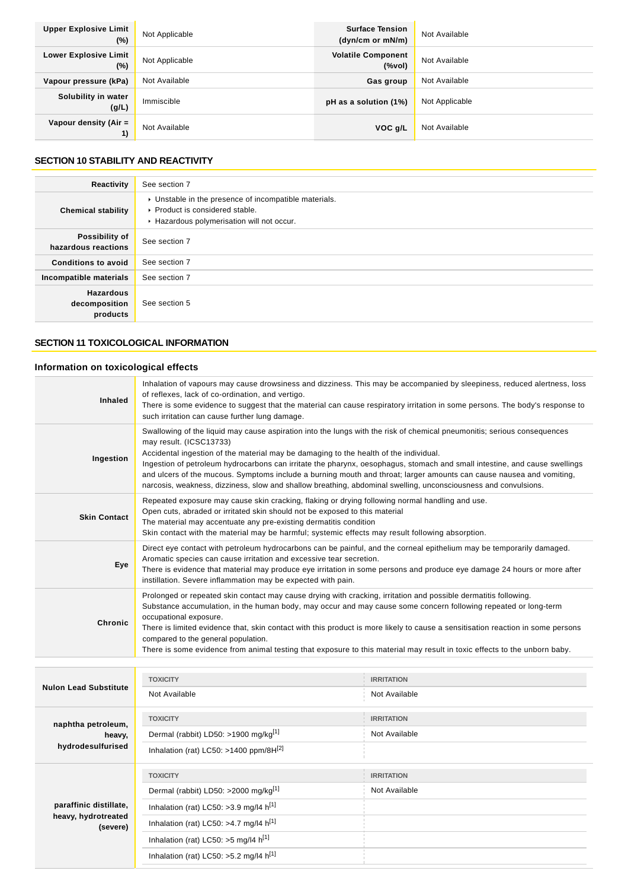| Upper Explosive Limit (%) | Not Applicable | Surface Tension (dyn/cm or mN/m) | Not Available |
|---|---|---|---|
| Lower Explosive Limit (%) | Not Applicable | Volatile Component (%vol) | Not Available |
| Vapour pressure (kPa) | Not Available | Gas group | Not Available |
| Solubility in water (g/L) | Immiscible | pH as a solution (1%) | Not Applicable |
| Vapour density (Air = 1) | Not Available | VOC g/L | Not Available |

## SECTION 10 STABILITY AND REACTIVITY

| | |
|---|---|
| Reactivity | See section 7 |
| Chemical stability | ‣ Unstable in the presence of incompatible materials.<br>‣ Product is considered stable.<br>‣ Hazardous polymerisation will not occur. |
| Possibility of hazardous reactions | See section 7 |
| Conditions to avoid | See section 7 |
| Incompatible materials | See section 7 |
| Hazardous decomposition products | See section 5 |

## SECTION 11 TOXICOLOGICAL INFORMATION

### Information on toxicological effects

| | |
|---|---|
| Inhaled | Inhalation of vapours may cause drowsiness and dizziness. This may be accompanied by sleepiness, reduced alertness, loss of reflexes, lack of co-ordination, and vertigo.<br>There is some evidence to suggest that the material can cause respiratory irritation in some persons. The body's response to such irritation can cause further lung damage. |
| Ingestion | Swallowing of the liquid may cause aspiration into the lungs with the risk of chemical pneumonitis; serious consequences may result. (ICSC13733)<br>Accidental ingestion of the material may be damaging to the health of the individual.<br>Ingestion of petroleum hydrocarbons can irritate the pharynx, oesophagus, stomach and small intestine, and cause swellings and ulcers of the mucous. Symptoms include a burning mouth and throat; larger amounts can cause nausea and vomiting, narcosis, weakness, dizziness, slow and shallow breathing, abdominal swelling, unconsciousness and convulsions. |
| Skin Contact | Repeated exposure may cause skin cracking, flaking or drying following normal handling and use.<br>Open cuts, abraded or irritated skin should not be exposed to this material<br>The material may accentuate any pre-existing dermatitis condition<br>Skin contact with the material may be harmful; systemic effects may result following absorption. |
| Eye | Direct eye contact with petroleum hydrocarbons can be painful, and the corneal epithelium may be temporarily damaged. Aromatic species can cause irritation and excessive tear secretion.<br>There is evidence that material may produce eye irritation in some persons and produce eye damage 24 hours or more after instillation. Severe inflammation may be expected with pain. |
| Chronic | Prolonged or repeated skin contact may cause drying with cracking, irritation and possible dermatitis following.<br>Substance accumulation, in the human body, may occur and may cause some concern following repeated or long-term occupational exposure.<br>There is limited evidence that, skin contact with this product is more likely to cause a sensitisation reaction in some persons compared to the general population.<br>There is some evidence from animal testing that exposure to this material may result in toxic effects to the unborn baby. |

| | TOXICITY | IRRITATION |
|---|---|---|
| Nulon Lead Substitute | Not Available | Not Available |
| naphtha petroleum, heavy, hydrodesulfurised | Dermal (rabbit) LD50: >1900 mg/kg[1] | Not Available |
| | Inhalation (rat) LC50: >1400 ppm/8H[2] | |
| paraffinic distillate, heavy, hydrotreated (severe) | Dermal (rabbit) LD50: >2000 mg/kg[1] | Not Available |
| | Inhalation (rat) LC50: >3.9 mg/l4 h[1] | |
| | Inhalation (rat) LC50: >4.7 mg/l4 h[1] | |
| | Inhalation (rat) LC50: >5 mg/l4 h[1] | |
| | Inhalation (rat) LC50: >5.2 mg/l4 h[1] | |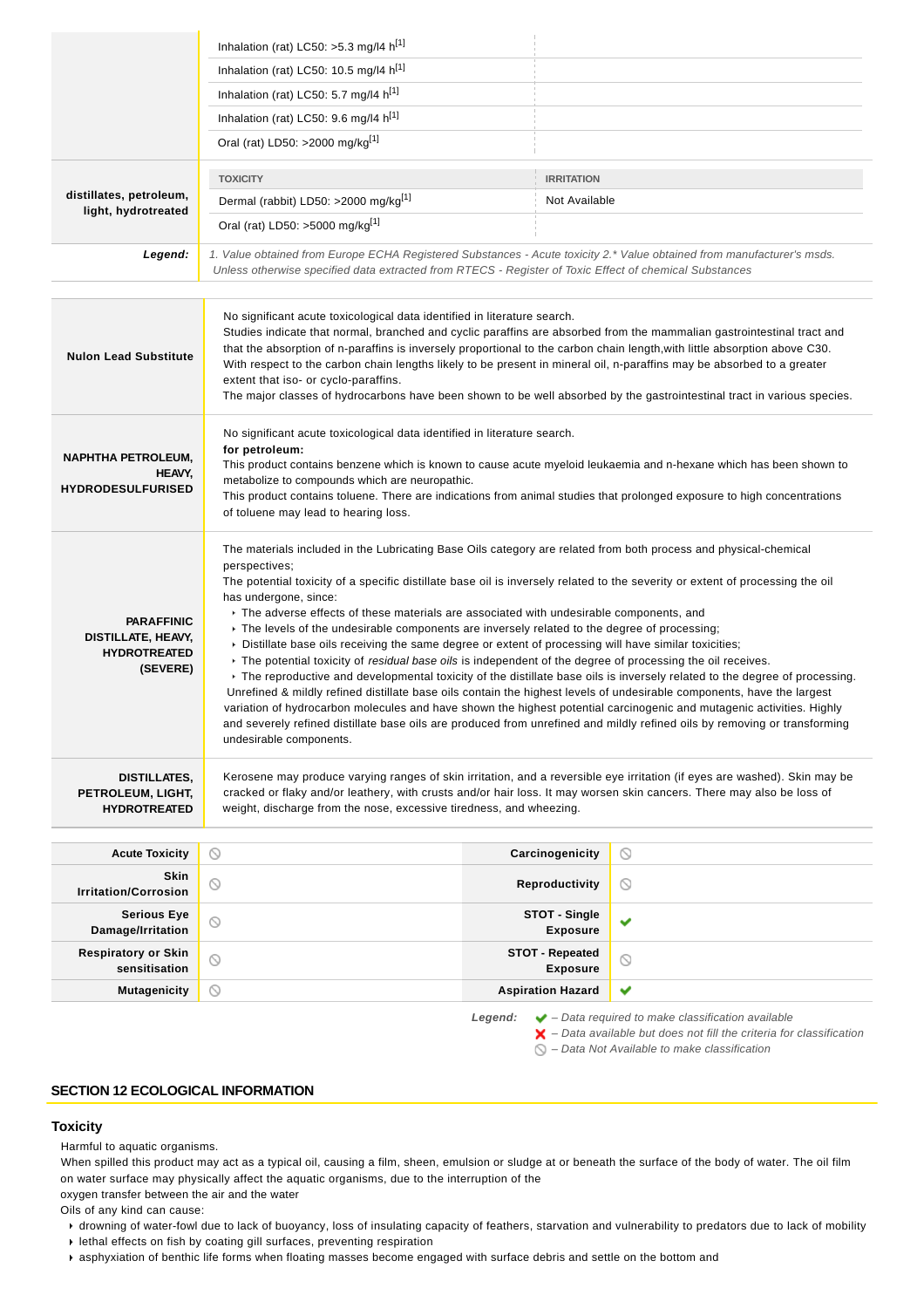| | | |
|---|---|---|
| | Inhalation (rat) LC50: >5.3 mg/l4 h[1] | |
| | Inhalation (rat) LC50: 10.5 mg/l4 h[1] | |
| | Inhalation (rat) LC50: 5.7 mg/l4 h[1] | |
| | Inhalation (rat) LC50: 9.6 mg/l4 h[1] | |
| | Oral (rat) LD50: >2000 mg/kg[1] | |
| **distillates, petroleum, light, hydrotreated** | **TOXICITY** | **IRRITATION** |
| | Dermal (rabbit) LD50: >2000 mg/kg[1] | Not Available |
| | Oral (rat) LD50: >5000 mg/kg[1] | |
| ***Legend:*** | *1. Value obtained from Europe ECHA Registered Substances - Acute toxicity 2.* Value obtained from manufacturer's msds. Unless otherwise specified data extracted from RTECS - Register of Toxic Effect of chemical Substances* | |

| | |
|---|---|
| **Nulon Lead Substitute** | No significant acute toxicological data identified in literature search.<br>Studies indicate that normal, branched and cyclic paraffins are absorbed from the mammalian gastrointestinal tract and that the absorption of n-paraffins is inversely proportional to the carbon chain length,with little absorption above C30. With respect to the carbon chain lengths likely to be present in mineral oil, n-paraffins may be absorbed to a greater extent that iso- or cyclo-paraffins.<br>The major classes of hydrocarbons have been shown to be well absorbed by the gastrointestinal tract in various species. |
| **NAPHTHA PETROLEUM, HEAVY, HYDRODESULFURISED** | No significant acute toxicological data identified in literature search.<br>**for petroleum:**<br>This product contains benzene which is known to cause acute myeloid leukaemia and n-hexane which has been shown to metabolize to compounds which are neuropathic.<br>This product contains toluene. There are indications from animal studies that prolonged exposure to high concentrations of toluene may lead to hearing loss. |
| **PARAFFINIC DISTILLATE, HEAVY, HYDROTREATED (SEVERE)** | The materials included in the Lubricating Base Oils category are related from both process and physical-chemical perspectives;<br>The potential toxicity of a specific distillate base oil is inversely related to the severity or extent of processing the oil has undergone, since:<br>‣ The adverse effects of these materials are associated with undesirable components, and<br>‣ The levels of the undesirable components are inversely related to the degree of processing;<br>‣ Distillate base oils receiving the same degree or extent of processing will have similar toxicities;<br>‣ The potential toxicity of *residual base oils* is independent of the degree of processing the oil receives.<br>‣ The reproductive and developmental toxicity of the distillate base oils is inversely related to the degree of processing.<br>Unrefined & mildly refined distillate base oils contain the highest levels of undesirable components, have the largest variation of hydrocarbon molecules and have shown the highest potential carcinogenic and mutagenic activities. Highly and severely refined distillate base oils are produced from unrefined and mildly refined oils by removing or transforming undesirable components. |
| **DISTILLATES, PETROLEUM, LIGHT, HYDROTREATED** | Kerosene may produce varying ranges of skin irritation, and a reversible eye irritation (if eyes are washed). Skin may be cracked or flaky and/or leathery, with crusts and/or hair loss. It may worsen skin cancers. There may also be loss of weight, discharge from the nose, excessive tiredness, and wheezing. |

| | | | |
|---|---|---|---|
| **Acute Toxicity** | ⃠ | **Carcinogenicity** | ⃠ |
| **Skin Irritation/Corrosion** | ⃠ | **Reproductivity** | ⃠ |
| **Serious Eye Damage/Irritation** | ⃠ | **STOT - Single Exposure** | ✔ |
| **Respiratory or Skin sensitisation** | ⃠ | **STOT - Repeated Exposure** | ⃠ |
| **Mutagenicity** | ⃠ | **Aspiration Hazard** | ✔ |

***Legend:***
✔ *– Data required to make classification available*
✘ *– Data available but does not fill the criteria for classification*
⃠ *– Data Not Available to make classification*

## SECTION 12 ECOLOGICAL INFORMATION

### Toxicity

Harmful to aquatic organisms.
When spilled this product may act as a typical oil, causing a film, sheen, emulsion or sludge at or beneath the surface of the body of water. The oil film on water surface may physically affect the aquatic organisms, due to the interruption of the
oxygen transfer between the air and the water
Oils of any kind can cause:

- drowning of water-fowl due to lack of buoyancy, loss of insulating capacity of feathers, starvation and vulnerability to predators due to lack of mobility
- lethal effects on fish by coating gill surfaces, preventing respiration
- asphyxiation of benthic life forms when floating masses become engaged with surface debris and settle on the bottom and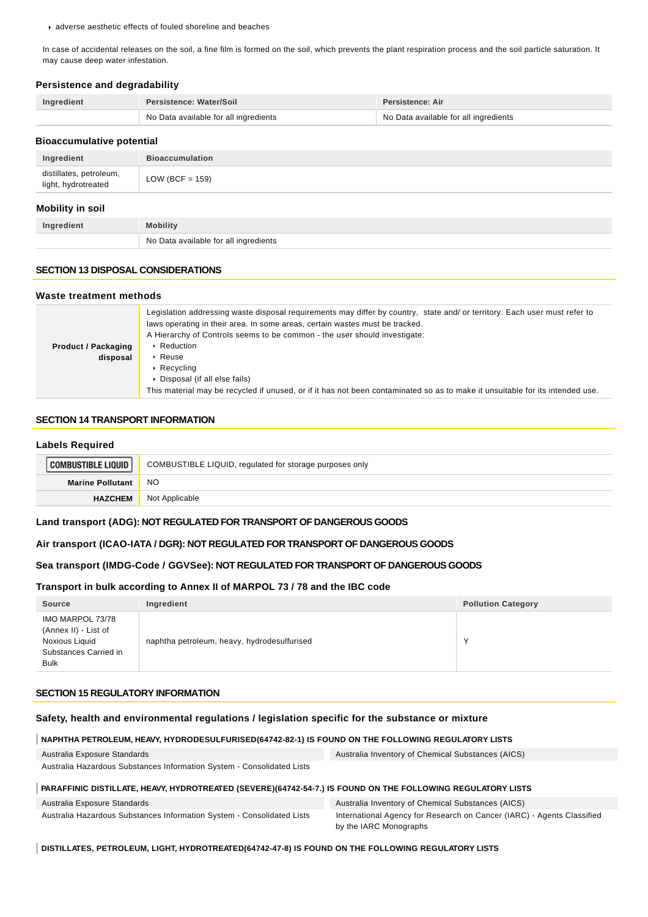- adverse aesthetic effects of fouled shoreline and beaches

In case of accidental releases on the soil, a fine film is formed on the soil, which prevents the plant respiration process and the soil particle saturation. It may cause deep water infestation.

### Persistence and degradability

| Ingredient | Persistence: Water/Soil | Persistence: Air |
|---|---|---|
| | No Data available for all ingredients | No Data available for all ingredients |

### Bioaccumulative potential

| Ingredient | Bioaccumulation |
|---|---|
| distillates, petroleum, light, hydrotreated | LOW (BCF = 159) |

### Mobility in soil

| Ingredient | Mobility |
|---|---|
| | No Data available for all ingredients |

## SECTION 13 DISPOSAL CONSIDERATIONS

### Waste treatment methods

| | |
|---|---|
| **Product / Packaging disposal** | Legislation addressing waste disposal requirements may differ by country, state and/ or territory. Each user must refer to laws operating in their area. In some areas, certain wastes must be tracked.<br>A Hierarchy of Controls seems to be common - the user should investigate:<br>▸ Reduction<br>▸ Reuse<br>▸ Recycling<br>▸ Disposal (if all else fails)<br>This material may be recycled if unused, or if it has not been contaminated so as to make it unsuitable for its intended use. |

## SECTION 14 TRANSPORT INFORMATION

### Labels Required

| | |
|---|---|
| COMBUSTIBLE LIQUID | COMBUSTIBLE LIQUID, regulated for storage purposes only |
| **Marine Pollutant** | NO |
| **HAZCHEM** | Not Applicable |

**Land transport (ADG): NOT REGULATED FOR TRANSPORT OF DANGEROUS GOODS**

**Air transport (ICAO-IATA / DGR): NOT REGULATED FOR TRANSPORT OF DANGEROUS GOODS**

**Sea transport (IMDG-Code / GGVSee): NOT REGULATED FOR TRANSPORT OF DANGEROUS GOODS**

### Transport in bulk according to Annex II of MARPOL 73 / 78 and the IBC code

| Source | Ingredient | Pollution Category |
|---|---|---|
| IMO MARPOL 73/78 (Annex II) - List of Noxious Liquid Substances Carried in Bulk | naphtha petroleum, heavy, hydrodesulfurised | Y |

## SECTION 15 REGULATORY INFORMATION

### Safety, health and environmental regulations / legislation specific for the substance or mixture

**NAPHTHA PETROLEUM, HEAVY, HYDRODESULFURISED(64742-82-1) IS FOUND ON THE FOLLOWING REGULATORY LISTS**

| | |
|---|---|
| Australia Exposure Standards | Australia Inventory of Chemical Substances (AICS) |
| Australia Hazardous Substances Information System - Consolidated Lists | |

**PARAFFINIC DISTILLATE, HEAVY, HYDROTREATED (SEVERE)(64742-54-7.) IS FOUND ON THE FOLLOWING REGULATORY LISTS**

| | |
|---|---|
| Australia Exposure Standards | Australia Inventory of Chemical Substances (AICS) |
| Australia Hazardous Substances Information System - Consolidated Lists | International Agency for Research on Cancer (IARC) - Agents Classified by the IARC Monographs |

**DISTILLATES, PETROLEUM, LIGHT, HYDROTREATED(64742-47-8) IS FOUND ON THE FOLLOWING REGULATORY LISTS**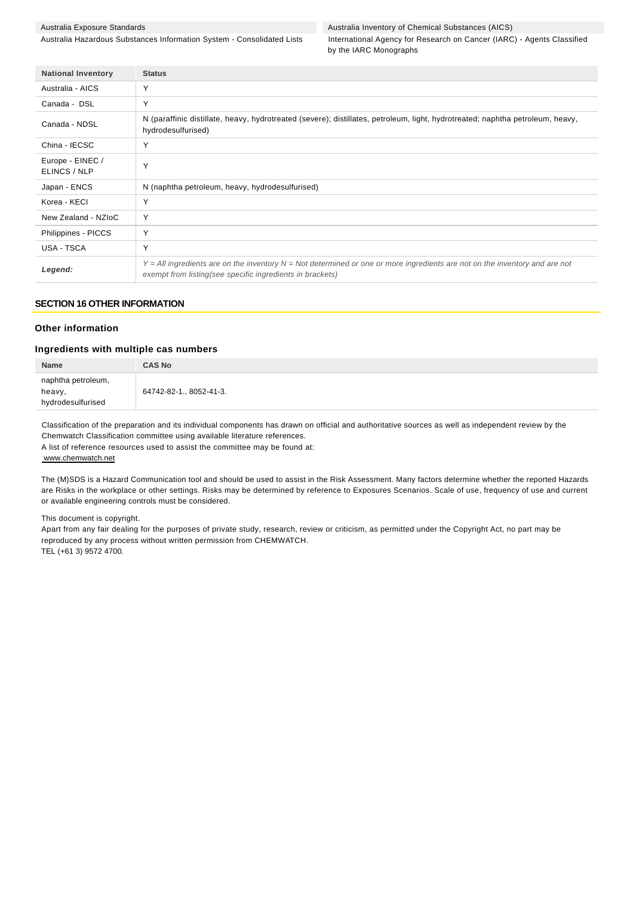| | |
|---|---|
| Australia Exposure Standards | Australia Inventory of Chemical Substances (AICS) |
| Australia Hazardous Substances Information System - Consolidated Lists | International Agency for Research on Cancer (IARC) - Agents Classified by the IARC Monographs |

| National Inventory | Status |
|---|---|
| Australia - AICS | Y |
| Canada - DSL | Y |
| Canada - NDSL | N (paraffinic distillate, heavy, hydrotreated (severe); distillates, petroleum, light, hydrotreated; naphtha petroleum, heavy, hydrodesulfurised) |
| China - IECSC | Y |
| Europe - EINEC / ELINCS / NLP | Y |
| Japan - ENCS | N (naphtha petroleum, heavy, hydrodesulfurised) |
| Korea - KECI | Y |
| New Zealand - NZIoC | Y |
| Philippines - PICCS | Y |
| USA - TSCA | Y |
| ***Legend:*** | *Y = All ingredients are on the inventory N = Not determined or one or more ingredients are not on the inventory and are not exempt from listing(see specific ingredients in brackets)* |

## SECTION 16 OTHER INFORMATION

### Other information

### Ingredients with multiple cas numbers

| Name | CAS No |
|---|---|
| naphtha petroleum, heavy, hydrodesulfurised | 64742-82-1., 8052-41-3. |

Classification of the preparation and its individual components has drawn on official and authoritative sources as well as independent review by the Chemwatch Classification committee using available literature references.
A list of reference resources used to assist the committee may be found at:
www.chemwatch.net

The (M)SDS is a Hazard Communication tool and should be used to assist in the Risk Assessment. Many factors determine whether the reported Hazards are Risks in the workplace or other settings. Risks may be determined by reference to Exposures Scenarios. Scale of use, frequency of use and current or available engineering controls must be considered.

This document is copyright.
Apart from any fair dealing for the purposes of private study, research, review or criticism, as permitted under the Copyright Act, no part may be reproduced by any process without written permission from CHEMWATCH.
TEL (+61 3) 9572 4700.